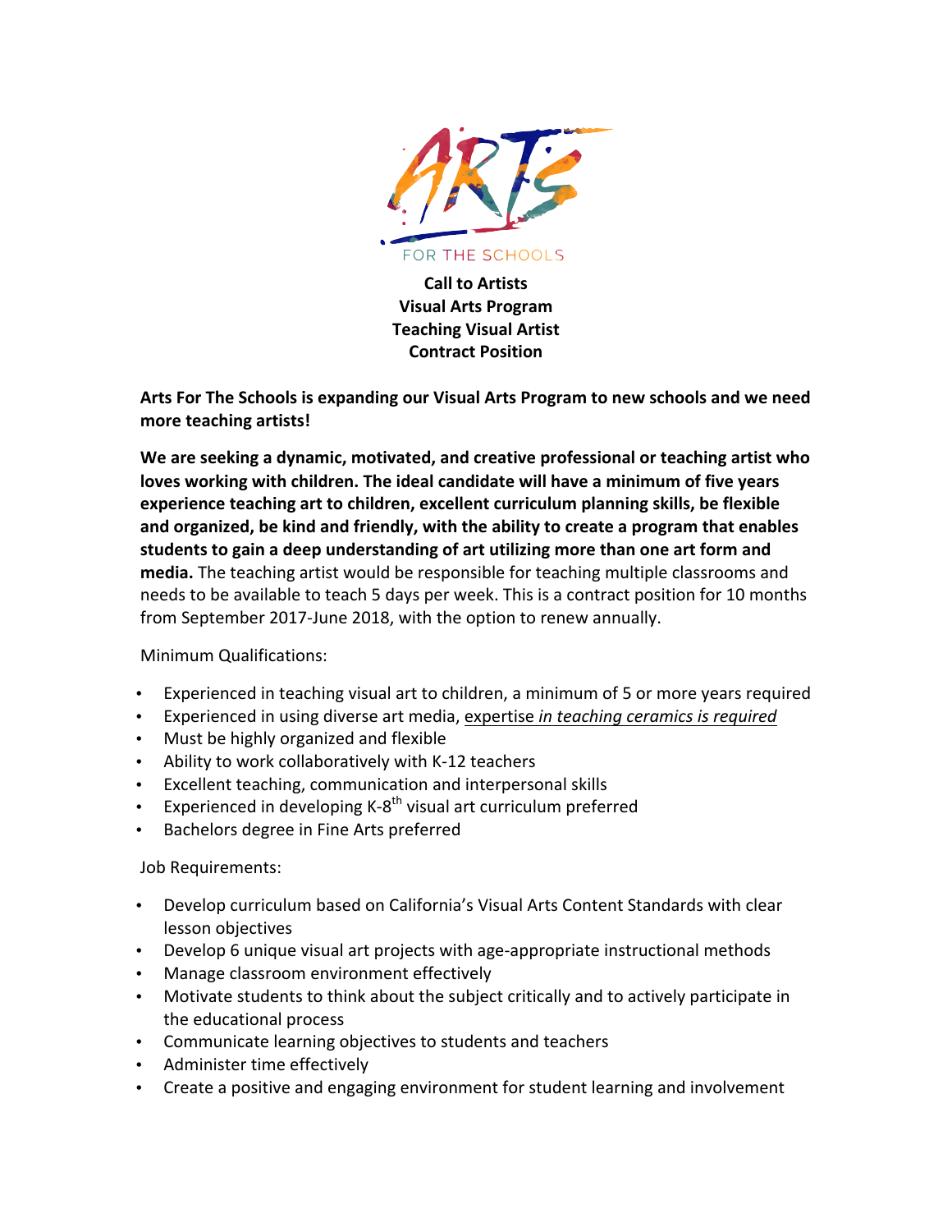ARTS FOR THE SCHOOLS

**Call to Artists**
**Visual Arts Program**
**Teaching Visual Artist**
**Contract Position**

**Arts For The Schools is expanding our Visual Arts Program to new schools and we need more teaching artists!**

**We are seeking a dynamic, motivated, and creative professional or teaching artist who loves working with children. The ideal candidate will have a minimum of five years experience teaching art to children, excellent curriculum planning skills, be flexible and organized, be kind and friendly, with the ability to create a program that enables students to gain a deep understanding of art utilizing more than one art form and media.** The teaching artist would be responsible for teaching multiple classrooms and needs to be available to teach 5 days per week. This is a contract position for 10 months from September 2017-June 2018, with the option to renew annually.

Minimum Qualifications:

- Experienced in teaching visual art to children, a minimum of 5 or more years required
- Experienced in using diverse art media, <u>expertise *in teaching ceramics is required*</u>
- Must be highly organized and flexible
- Ability to work collaboratively with K-12 teachers
- Excellent teaching, communication and interpersonal skills
- Experienced in developing K-8th visual art curriculum preferred
- Bachelors degree in Fine Arts preferred

Job Requirements:

- Develop curriculum based on California's Visual Arts Content Standards with clear lesson objectives
- Develop 6 unique visual art projects with age-appropriate instructional methods
- Manage classroom environment effectively
- Motivate students to think about the subject critically and to actively participate in the educational process
- Communicate learning objectives to students and teachers
- Administer time effectively
- Create a positive and engaging environment for student learning and involvement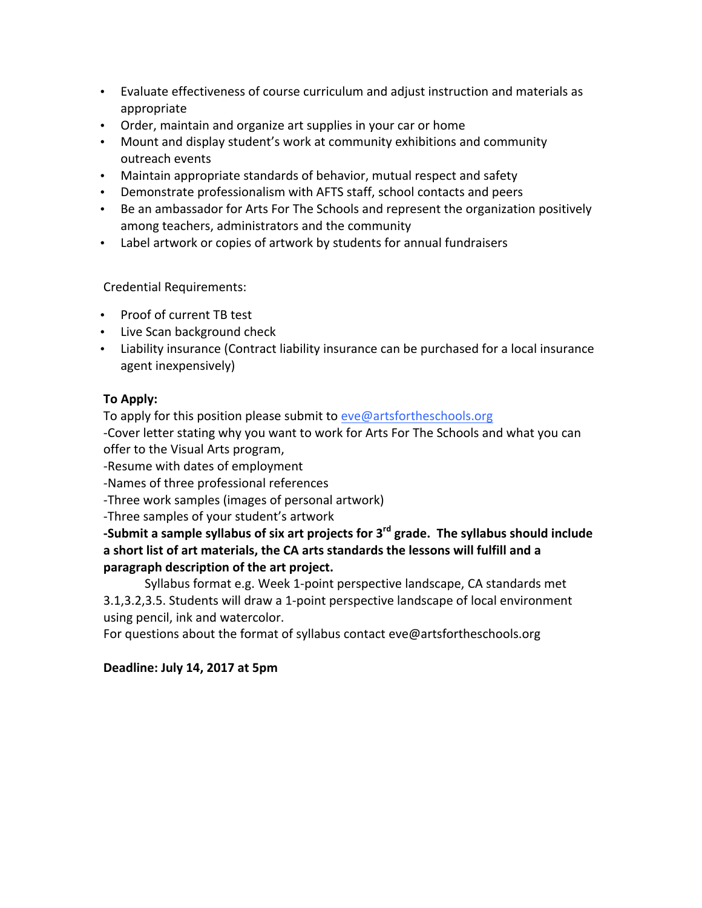- Evaluate effectiveness of course curriculum and adjust instruction and materials as appropriate
- Order, maintain and organize art supplies in your car or home
- Mount and display student's work at community exhibitions and community outreach events
- Maintain appropriate standards of behavior, mutual respect and safety
- Demonstrate professionalism with AFTS staff, school contacts and peers
- Be an ambassador for Arts For The Schools and represent the organization positively among teachers, administrators and the community
- Label artwork or copies of artwork by students for annual fundraisers

Credential Requirements:

- Proof of current TB test
- Live Scan background check
- Liability insurance (Contract liability insurance can be purchased for a local insurance agent inexpensively)

**To Apply:**

To apply for this position please submit to eve@artsfortheschools.org

-Cover letter stating why you want to work for Arts For The Schools and what you can offer to the Visual Arts program,

-Resume with dates of employment

-Names of three professional references

-Three work samples (images of personal artwork)

-Three samples of your student's artwork

**-Submit a sample syllabus of six art projects for 3rd grade. The syllabus should include a short list of art materials, the CA arts standards the lessons will fulfill and a paragraph description of the art project.**

Syllabus format e.g. Week 1-point perspective landscape, CA standards met 3.1,3.2,3.5. Students will draw a 1-point perspective landscape of local environment using pencil, ink and watercolor.

For questions about the format of syllabus contact eve@artsfortheschools.org

**Deadline: July 14, 2017 at 5pm**